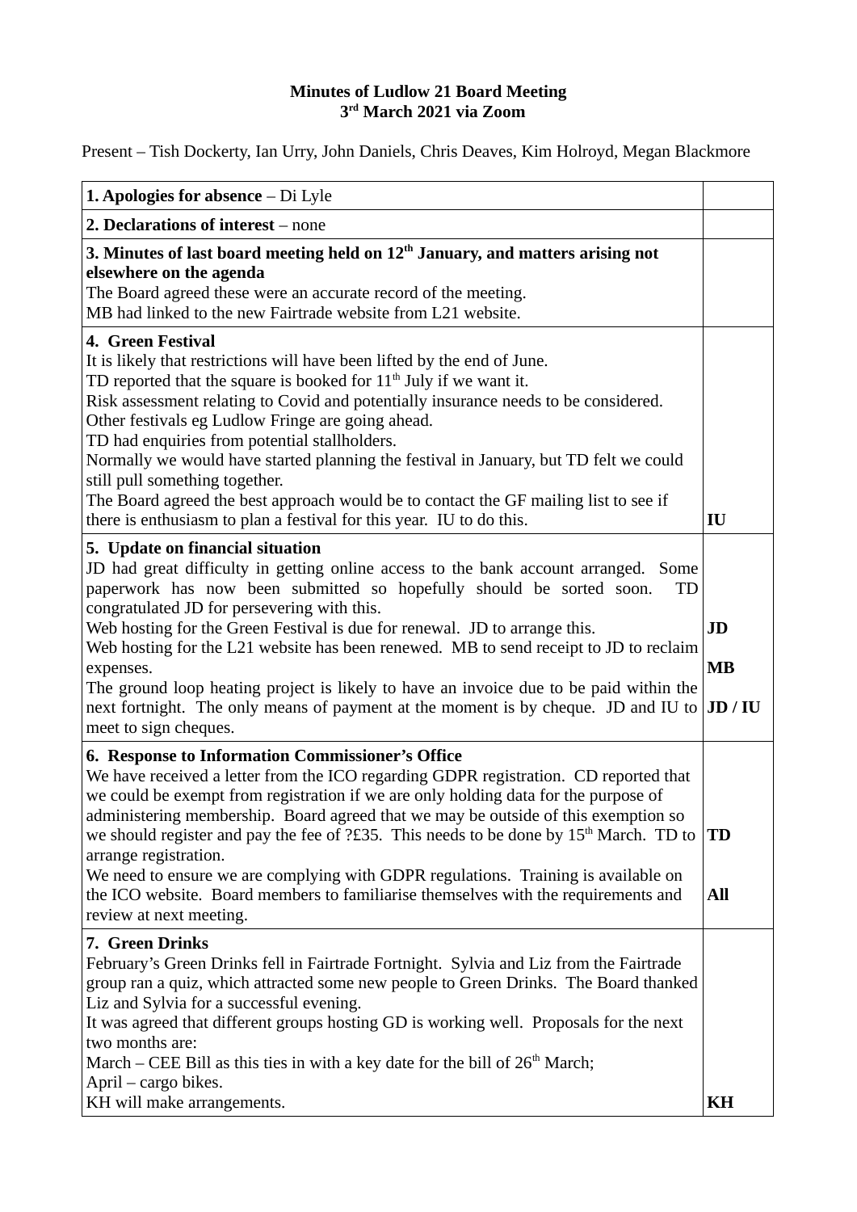**Minutes of Ludlow 21 Board Meeting**
**3rd March 2021 via Zoom**

Present – Tish Dockerty, Ian Urry, John Daniels, Chris Deaves, Kim Holroyd, Megan Blackmore

| | |
|---|---|
| **1. Apologies for absence** – Di Lyle | |
| **2. Declarations of interest** – none | |
| **3. Minutes of last board meeting held on 12th January, and matters arising not elsewhere on the agenda**<br>The Board agreed these were an accurate record of the meeting.<br>MB had linked to the new Fairtrade website from L21 website. | |
| **4. Green Festival**<br>It is likely that restrictions will have been lifted by the end of June.<br>TD reported that the square is booked for 11th July if we want it.<br>Risk assessment relating to Covid and potentially insurance needs to be considered.<br>Other festivals eg Ludlow Fringe are going ahead.<br>TD had enquiries from potential stallholders.<br>Normally we would have started planning the festival in January, but TD felt we could still pull something together.<br>The Board agreed the best approach would be to contact the GF mailing list to see if there is enthusiasm to plan a festival for this year. IU to do this. | **IU** |
| **5. Update on financial situation**<br>JD had great difficulty in getting online access to the bank account arranged. Some paperwork has now been submitted so hopefully should be sorted soon. TD congratulated JD for persevering with this.<br>Web hosting for the Green Festival is due for renewal. JD to arrange this.<br>Web hosting for the L21 website has been renewed. MB to send receipt to JD to reclaim expenses.<br>The ground loop heating project is likely to have an invoice due to be paid within the next fortnight. The only means of payment at the moment is by cheque. JD and IU to meet to sign cheques. | **JD**<br>**MB**<br>**JD / IU** |
| **6. Response to Information Commissioner's Office**<br>We have received a letter from the ICO regarding GDPR registration. CD reported that we could be exempt from registration if we are only holding data for the purpose of administering membership. Board agreed that we may be outside of this exemption so we should register and pay the fee of ?£35. This needs to be done by 15th March. TD to arrange registration.<br>We need to ensure we are complying with GDPR regulations. Training is available on the ICO website. Board members to familiarise themselves with the requirements and review at next meeting. | **TD**<br>**All** |
| **7. Green Drinks**<br>February's Green Drinks fell in Fairtrade Fortnight. Sylvia and Liz from the Fairtrade group ran a quiz, which attracted some new people to Green Drinks. The Board thanked Liz and Sylvia for a successful evening.<br>It was agreed that different groups hosting GD is working well. Proposals for the next two months are:<br>March – CEE Bill as this ties in with a key date for the bill of 26th March;<br>April – cargo bikes.<br>KH will make arrangements. | **KH** |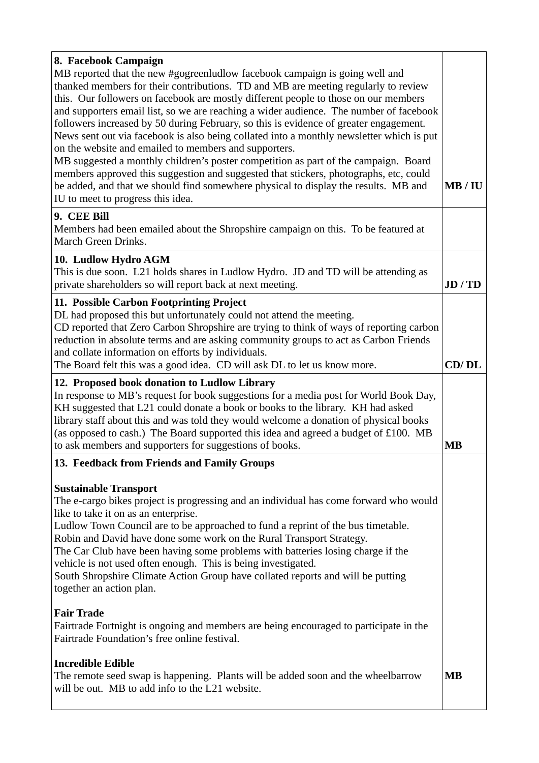| | |
|---|---|
| **8. Facebook Campaign**<br>MB reported that the new #gogreenludlow facebook campaign is going well and thanked members for their contributions. TD and MB are meeting regularly to review this. Our followers on facebook are mostly different people to those on our members and supporters email list, so we are reaching a wider audience. The number of facebook followers increased by 50 during February, so this is evidence of greater engagement. News sent out via facebook is also being collated into a monthly newsletter which is put on the website and emailed to members and supporters.<br>MB suggested a monthly children's poster competition as part of the campaign. Board members approved this suggestion and suggested that stickers, photographs, etc, could be added, and that we should find somewhere physical to display the results. MB and IU to meet to progress this idea. | **MB / IU** |
| **9. CEE Bill**<br>Members had been emailed about the Shropshire campaign on this. To be featured at March Green Drinks. | |
| **10. Ludlow Hydro AGM**<br>This is due soon. L21 holds shares in Ludlow Hydro. JD and TD will be attending as private shareholders so will report back at next meeting. | **JD / TD** |
| **11. Possible Carbon Footprinting Project**<br>DL had proposed this but unfortunately could not attend the meeting.<br>CD reported that Zero Carbon Shropshire are trying to think of ways of reporting carbon reduction in absolute terms and are asking community groups to act as Carbon Friends and collate information on efforts by individuals.<br>The Board felt this was a good idea. CD will ask DL to let us know more. | **CD/ DL** |
| **12. Proposed book donation to Ludlow Library**<br>In response to MB's request for book suggestions for a media post for World Book Day, KH suggested that L21 could donate a book or books to the library. KH had asked library staff about this and was told they would welcome a donation of physical books (as opposed to cash.) The Board supported this idea and agreed a budget of £100. MB to ask members and supporters for suggestions of books. | **MB** |
| **13. Feedback from Friends and Family Groups**<br><br>**Sustainable Transport**<br>The e-cargo bikes project is progressing and an individual has come forward who would like to take it on as an enterprise.<br>Ludlow Town Council are to be approached to fund a reprint of the bus timetable.<br>Robin and David have done some work on the Rural Transport Strategy.<br>The Car Club have been having some problems with batteries losing charge if the vehicle is not used often enough. This is being investigated.<br>South Shropshire Climate Action Group have collated reports and will be putting together an action plan.<br><br>**Fair Trade**<br>Fairtrade Fortnight is ongoing and members are being encouraged to participate in the Fairtrade Foundation's free online festival.<br><br>**Incredible Edible**<br>The remote seed swap is happening. Plants will be added soon and the wheelbarrow will be out. MB to add info to the L21 website. | **MB** |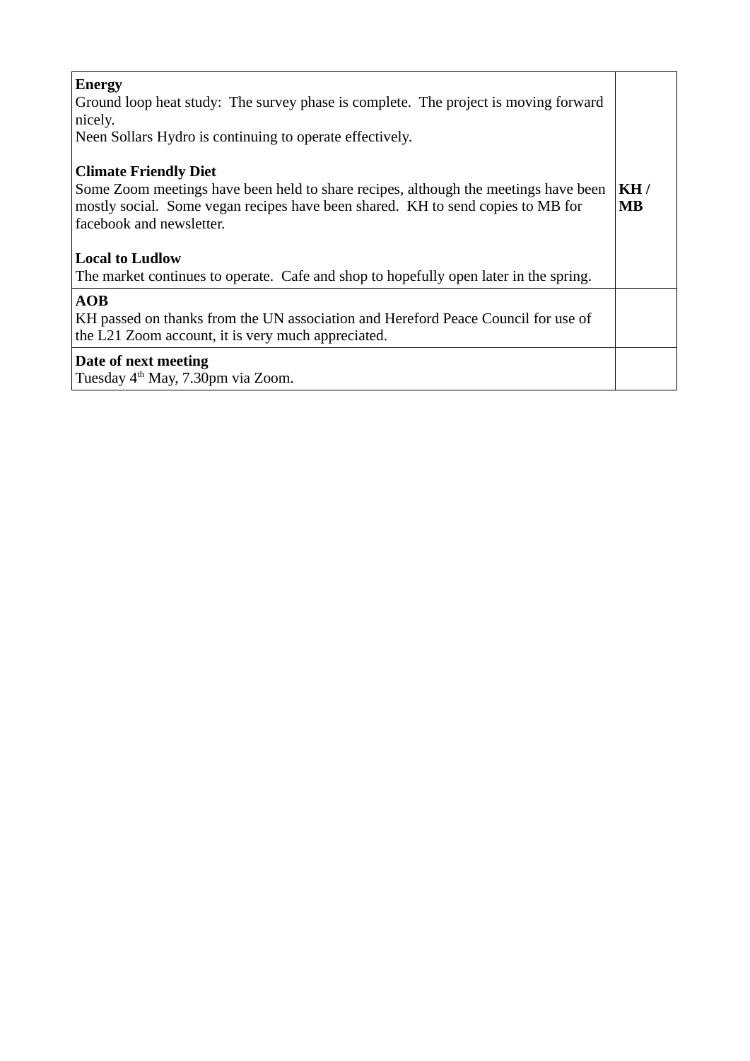| | |
|---|---|
| **Energy**<br>Ground loop heat study: The survey phase is complete. The project is moving forward nicely.<br>Neen Sollars Hydro is continuing to operate effectively.<br><br>**Climate Friendly Diet**<br>Some Zoom meetings have been held to share recipes, although the meetings have been mostly social. Some vegan recipes have been shared. KH to send copies to MB for facebook and newsletter.<br><br>**Local to Ludlow**<br>The market continues to operate. Cafe and shop to hopefully open later in the spring. | **KH / MB** |
| **AOB**<br>KH passed on thanks from the UN association and Hereford Peace Council for use of the L21 Zoom account, it is very much appreciated. | |
| **Date of next meeting**<br>Tuesday 4th May, 7.30pm via Zoom. | |